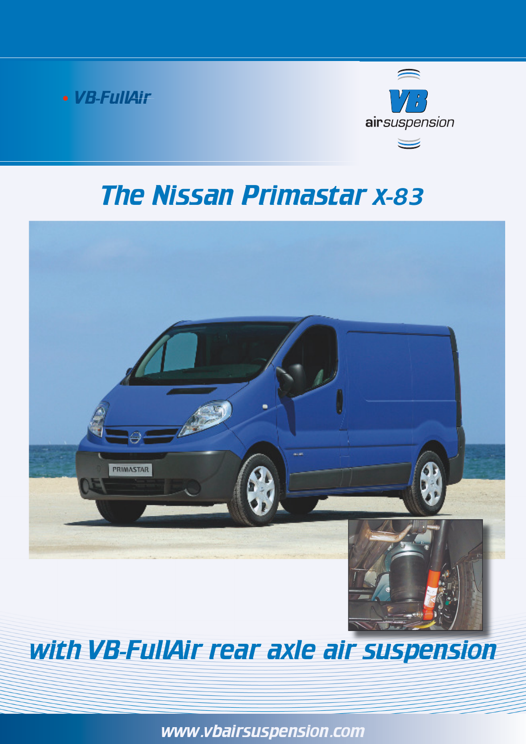• VB-FullAir

VB air suspension

# The Nissan Primastar X-83

## with VB-FullAir rear axle air suspension

www.vbairsuspension.com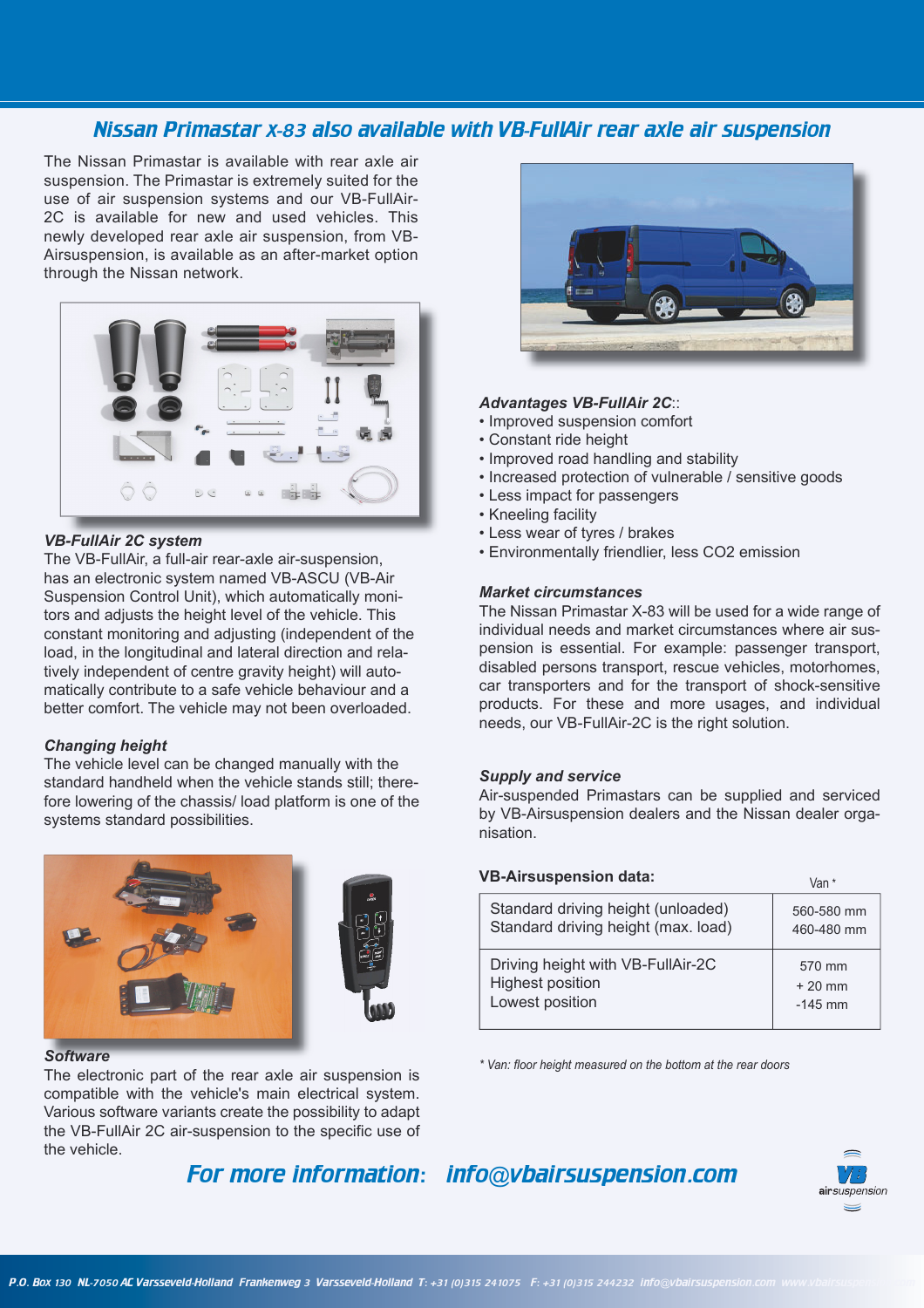## *Nissan Primastar X-83 also available with VB-FullAir rear axle air suspension*

The Nissan Primastar is available with rear axle air suspension. The Primastar is extremely suited for the use of air suspension systems and our VB-FullAir-2C is available for new and used vehicles. This newly developed rear axle air suspension, from VB-Airsuspension, is available as an after-market option through the Nissan network.

### *VB-FullAir 2C system*

The VB-FullAir, a full-air rear-axle air-suspension, has an electronic system named VB-ASCU (VB-Air Suspension Control Unit), which automatically monitors and adjusts the height level of the vehicle. This constant monitoring and adjusting (independent of the load, in the longitudinal and lateral direction and relatively independent of centre gravity height) will automatically contribute to a safe vehicle behaviour and a better comfort. The vehicle may not been overloaded.

### *Changing height*

The vehicle level can be changed manually with the standard handheld when the vehicle stands still; therefore lowering of the chassis/ load platform is one of the systems standard possibilities.

### *Software*

The electronic part of the rear axle air suspension is compatible with the vehicle's main electrical system. Various software variants create the possibility to adapt the VB-FullAir 2C air-suspension to the specific use of the vehicle.

### *Advantages VB-FullAir 2C*::

- Improved suspension comfort
- Constant ride height
- Improved road handling and stability
- Increased protection of vulnerable / sensitive goods
- Less impact for passengers
- Kneeling facility
- Less wear of tyres / brakes
- Environmentally friendlier, less CO2 emission

### *Market circumstances*

The Nissan Primastar X-83 will be used for a wide range of individual needs and market circumstances where air suspension is essential. For example: passenger transport, disabled persons transport, rescue vehicles, motorhomes, car transporters and for the transport of shock-sensitive products. For these and more usages, and individual needs, our VB-FullAir-2C is the right solution.

### *Supply and service*

Air-suspended Primastars can be supplied and serviced by VB-Airsuspension dealers and the Nissan dealer organisation.

**VB-Airsuspension data:**

| | Van * |
|---|---|
| Standard driving height (unloaded)<br>Standard driving height (max. load) | 560-580 mm<br>460-480 mm |
| Driving height with VB-FullAir-2C<br>Highest position<br>Lowest position | 570 mm<br>+ 20 mm<br>-145 mm |

*\* Van: floor height measured on the bottom at the rear doors*

## *For more information: info@vbairsuspension.com*

*P.O. Box 130 NL-7050 AC Varsseveld-Holland Frankenweg 3 Varsseveld-Holland T: +31 (0)315 241075 F: +31 (0)315 244232 info@vbairsuspension.com www.vbairsuspension.com*